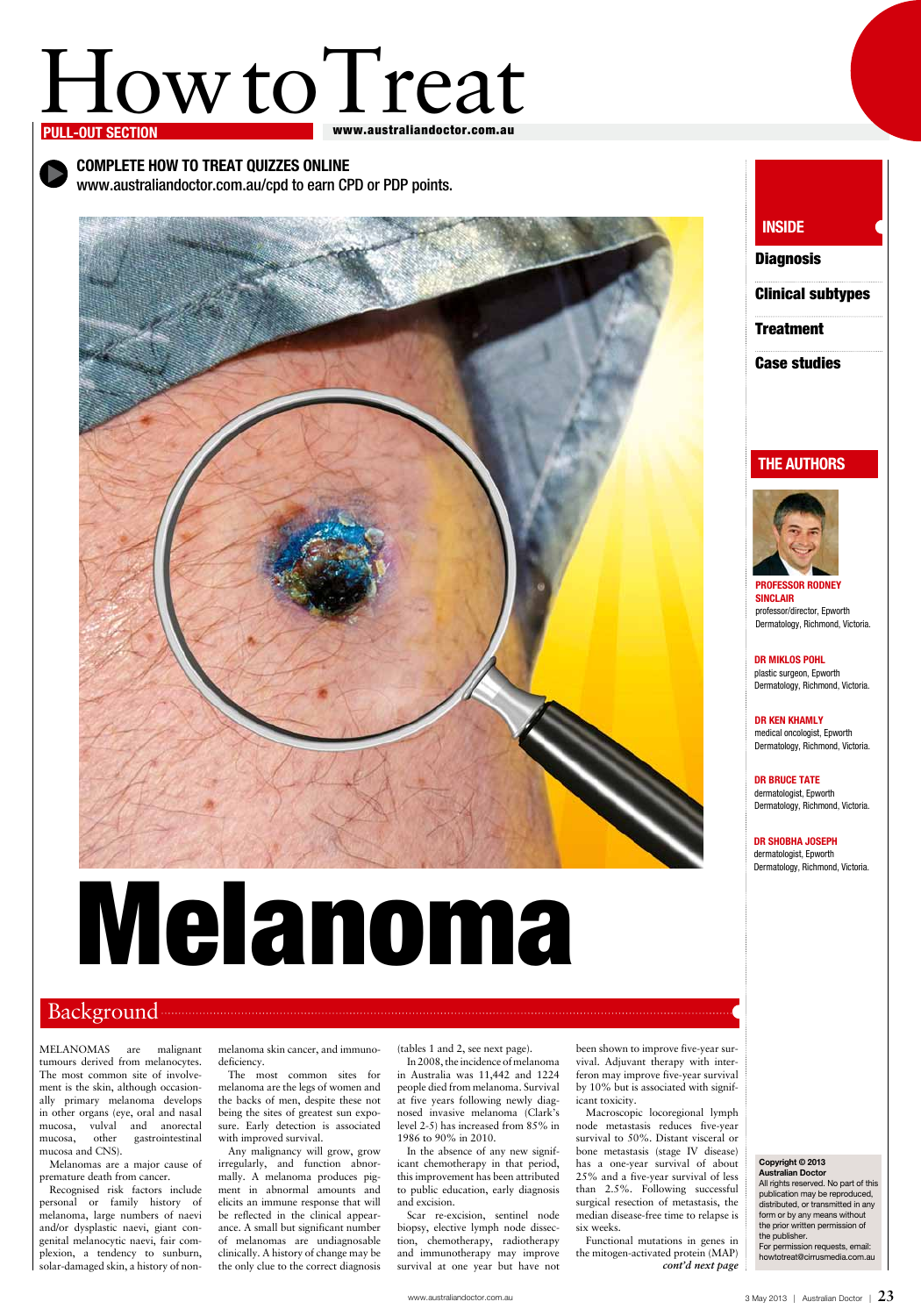# How to Treat

**PULL-OUT SECTION**

www.australiandoctor.com.au

**COMPLETE HOW TO TREAT QUIZZES ONLINE**
www.australiandoctor.com.au/cpd to earn CPD or PDP points.

# Melanoma

**INSIDE**

- Diagnosis
- Clinical subtypes
- Treatment
- Case studies

**THE AUTHORS**

**PROFESSOR RODNEY SINCLAIR**
professor/director, Epworth Dermatology, Richmond, Victoria.

**DR MIKLOS POHL**
plastic surgeon, Epworth Dermatology, Richmond, Victoria.

**DR KEN KHAMLY**
medical oncologist, Epworth Dermatology, Richmond, Victoria.

**DR BRUCE TATE**
dermatologist, Epworth Dermatology, Richmond, Victoria.

**DR SHOBHA JOSEPH**
dermatologist, Epworth Dermatology, Richmond, Victoria.

## Background

MELANOMAS are malignant tumours derived from melanocytes. The most common site of involvement is the skin, although occasionally primary melanoma develops in other organs (eye, oral and nasal mucosa, vulval and anorectal mucosa, other gastrointestinal mucosa and CNS).

Melanomas are a major cause of premature death from cancer.

Recognised risk factors include personal or family history of melanoma, large numbers of naevi and/or dysplastic naevi, giant congenital melanocytic naevi, fair complexion, a tendency to sunburn, solar-damaged skin, a history of non-melanoma skin cancer, and immunodeficiency.

The most common sites for melanoma are the legs of women and the backs of men, despite these not being the sites of greatest sun exposure. Early detection is associated with improved survival.

Any malignancy will grow, grow irregularly, and function abnormally. A melanoma produces pigment in abnormal amounts and elicits an immune response that will be reflected in the clinical appearance. A small but significant number of melanomas are undiagnosable clinically. A history of change may be the only clue to the correct diagnosis (tables 1 and 2, see next page).

In 2008, the incidence of melanoma in Australia was 11,442 and 1224 people died from melanoma. Survival at five years following newly diagnosed invasive melanoma (Clark's level 2-5) has increased from 85% in 1986 to 90% in 2010.

In the absence of any new significant chemotherapy in that period, this improvement has been attributed to public education, early diagnosis and excision.

Scar re-excision, sentinel node biopsy, elective lymph node dissection, chemotherapy, radiotherapy and immunotherapy may improve survival at one year but have not been shown to improve five-year survival. Adjuvant therapy with interferon may improve five-year survival by 10% but is associated with significant toxicity.

Macroscopic locoregional lymph node metastasis reduces five-year survival to 50%. Distant visceral or bone metastasis (stage IV disease) has a one-year survival of about 25% and a five-year survival of less than 2.5%. Following successful surgical resection of metastasis, the median disease-free time to relapse is six weeks.

Functional mutations in genes in the mitogen-activated protein (MAP) *cont'd next page*

**Copyright © 2013 Australian Doctor**
All rights reserved. No part of this publication may be reproduced, distributed, or transmitted in any form or by any means without the prior written permission of the publisher.
For permission requests, email: howtotreat@cirrusmedia.com.au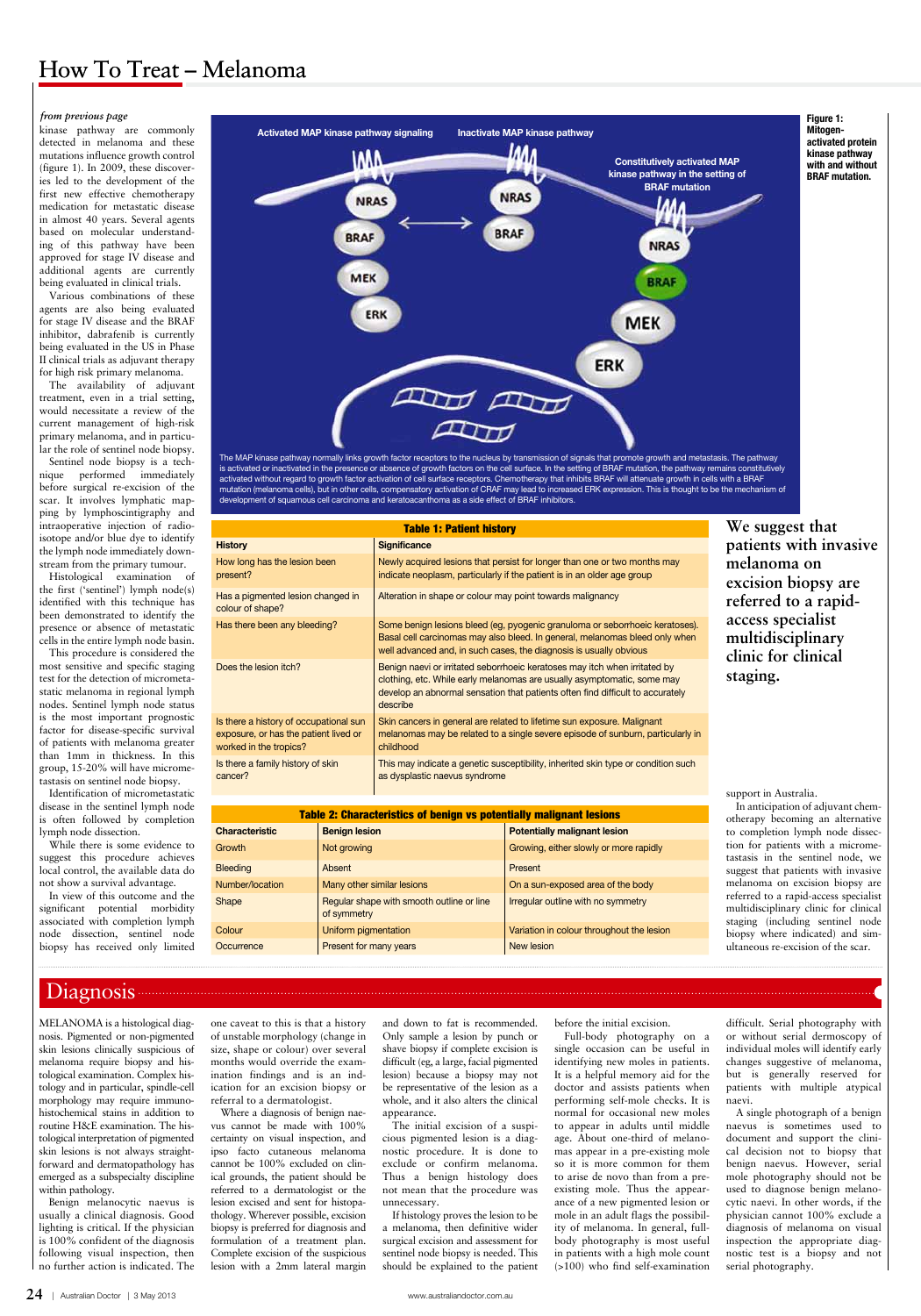# How To Treat – Melanoma

*from previous page*

kinase pathway are commonly detected in melanoma and these mutations influence growth control (figure 1). In 2009, these discoveries led to the development of the first new effective chemotherapy medication for metastatic disease in almost 40 years. Several agents based on molecular understanding of this pathway have been approved for stage IV disease and additional agents are currently being evaluated in clinical trials.

Various combinations of these agents are also being evaluated for stage IV disease and the BRAF inhibitor, dabrafenib is currently being evaluated in the US in Phase II clinical trials as adjuvant therapy for high risk primary melanoma.

The availability of adjuvant treatment, even in a trial setting, would necessitate a review of the current management of high-risk primary melanoma, and in particular the role of sentinel node biopsy.

Sentinel node biopsy is a technique performed immediately before surgical re-excision of the scar. It involves lymphatic mapping by lymphoscintigraphy and intraoperative injection of radioisotope and/or blue dye to identify the lymph node immediately downstream from the primary tumour.

Histological examination of the first ('sentinel') lymph node(s) identified with this technique has been demonstrated to identify the presence or absence of metastatic cells in the entire lymph node basin.

This procedure is considered the most sensitive and specific staging test for the detection of micrometastatic melanoma in regional lymph nodes. Sentinel lymph node status is the most important prognostic factor for disease-specific survival of patients with melanoma greater than 1mm in thickness. In this group, 15-20% will have micrometastasis on sentinel node biopsy.

Identification of micrometastatic disease in the sentinel lymph node is often followed by completion lymph node dissection.

While there is some evidence to suggest this procedure achieves local control, the available data do not show a survival advantage.

In view of this outcome and the significant potential morbidity associated with completion lymph node dissection, sentinel node biopsy has received only limited support in Australia.

In anticipation of adjuvant chemotherapy becoming an alternative to completion lymph node dissection for patients with a micrometastasis in the sentinel node, we suggest that patients with invasive melanoma on excision biopsy are referred to a rapid-access specialist multidisciplinary clinic for clinical staging (including sentinel node biopsy where indicated) and simultaneous re-excision of the scar.

**Figure 1: Mitogen-activated protein kinase pathway with and without BRAF mutation.**

The MAP kinase pathway normally links growth factor receptors to the nucleus by transmission of signals that promote growth and metastasis. The pathway is activated or inactivated in the presence or absence of growth factors on the cell surface. In the setting of BRAF mutation, the pathway remains constitutively activated without regard to growth factor activation of cell surface receptors. Chemotherapy that inhibits BRAF will attenuate growth in cells with a BRAF mutation (melanoma cells), but in other cells, compensatory activation of CRAF may lead to increased ERK expression. This is thought to be the mechanism of development of squamous cell carcinoma and keratoacanthoma as a side effect of BRAF inhibitors.

**We suggest that patients with invasive melanoma on excision biopsy are referred to a rapid-access specialist multidisciplinary clinic for clinical staging.**

**Table 1: Patient history**

| History | Significance |
|---|---|
| How long has the lesion been present? | Newly acquired lesions that persist for longer than one or two months may indicate neoplasm, particularly if the patient is in an older age group |
| Has a pigmented lesion changed in colour of shape? | Alteration in shape or colour may point towards malignancy |
| Has there been any bleeding? | Some benign lesions bleed (eg, pyogenic granuloma or seborrhoeic keratoses). Basal cell carcinomas may also bleed. In general, melanomas bleed only when well advanced and, in such cases, the diagnosis is usually obvious |
| Does the lesion itch? | Benign naevi or irritated seborrhoeic keratoses may itch when irritated by clothing, etc. While early melanomas are usually asymptomatic, some may develop an abnormal sensation that patients often find difficult to accurately describe |
| Is there a history of occupational sun exposure, or has the patient lived or worked in the tropics? | Skin cancers in general are related to lifetime sun exposure. Malignant melanomas may be related to a single severe episode of sunburn, particularly in childhood |
| Is there a family history of skin cancer? | This may indicate a genetic susceptibility, inherited skin type or condition such as dysplastic naevus syndrome |

**Table 2: Characteristics of benign vs potentially malignant lesions**

| Characteristic | Benign lesion | Potentially malignant lesion |
|---|---|---|
| Growth | Not growing | Growing, either slowly or more rapidly |
| Bleeding | Absent | Present |
| Number/location | Many other similar lesions | On a sun-exposed area of the body |
| Shape | Regular shape with smooth outline or line of symmetry | Irregular outline with no symmetry |
| Colour | Uniform pigmentation | Variation in colour throughout the lesion |
| Occurrence | Present for many years | New lesion |

## Diagnosis

MELANOMA is a histological diagnosis. Pigmented or non-pigmented skin lesions clinically suspicious of melanoma require biopsy and histological examination. Complex histology and in particular, spindle-cell morphology may require immunohistochemical stains in addition to routine H&E examination. The histological interpretation of pigmented skin lesions is not always straightforward and dermatopathology has emerged as a subspecialty discipline within pathology.

Benign melanocytic naevus is usually a clinical diagnosis. Good lighting is critical. If the physician is 100% confident of the diagnosis following visual inspection, then no further action is indicated. The one caveat to this is that a history of unstable morphology (change in size, shape or colour) over several months would override the examination findings and is an indication for an excision biopsy or referral to a dermatologist.

Where a diagnosis of benign naevus cannot be made with 100% certainty on visual inspection, and ipso facto cutaneous melanoma cannot be 100% excluded on clinical grounds, the patient should be referred to a dermatologist or the lesion excised and sent for histopathology. Wherever possible, excision biopsy is preferred for diagnosis and formulation of a treatment plan. Complete excision of the suspicious lesion with a 2mm lateral margin and down to fat is recommended. Only sample a lesion by punch or shave biopsy if complete excision is difficult (eg, a large, facial pigmented lesion) because a biopsy may not be representative of the lesion as a whole, and it also alters the clinical appearance.

The initial excision of a suspicious pigmented lesion is a diagnostic procedure. It is done to exclude or confirm melanoma. Thus a benign histology does not mean that the procedure was unnecessary.

If histology proves the lesion to be a melanoma, then definitive wider surgical excision and assessment for sentinel node biopsy is needed. This should be explained to the patient before the initial excision.

Full-body photography on a single occasion can be useful in identifying new moles in patients. It is a helpful memory aid for the doctor and assists patients when performing self-mole checks. It is normal for occasional new moles to appear in adults until middle age. About one-third of melanomas appear in a pre-existing mole so it is more common for them to arise de novo than from a pre-existing mole. Thus the appearance of a new pigmented lesion or mole in an adult flags the possibility of melanoma. In general, full-body photography is most useful in patients with a high mole count (>100) who find self-examination difficult. Serial photography with or without serial dermoscopy of individual moles will identify early changes suggestive of melanoma, but is generally reserved for patients with multiple atypical naevi.

A single photograph of a benign naevus is sometimes used to document and support the clinical decision not to biopsy that benign naevus. However, serial mole photography should not be used to diagnose benign melanocytic naevi. In other words, if the physician cannot 100% exclude a diagnosis of melanoma on visual inspection the appropriate diagnostic test is a biopsy and not serial photography.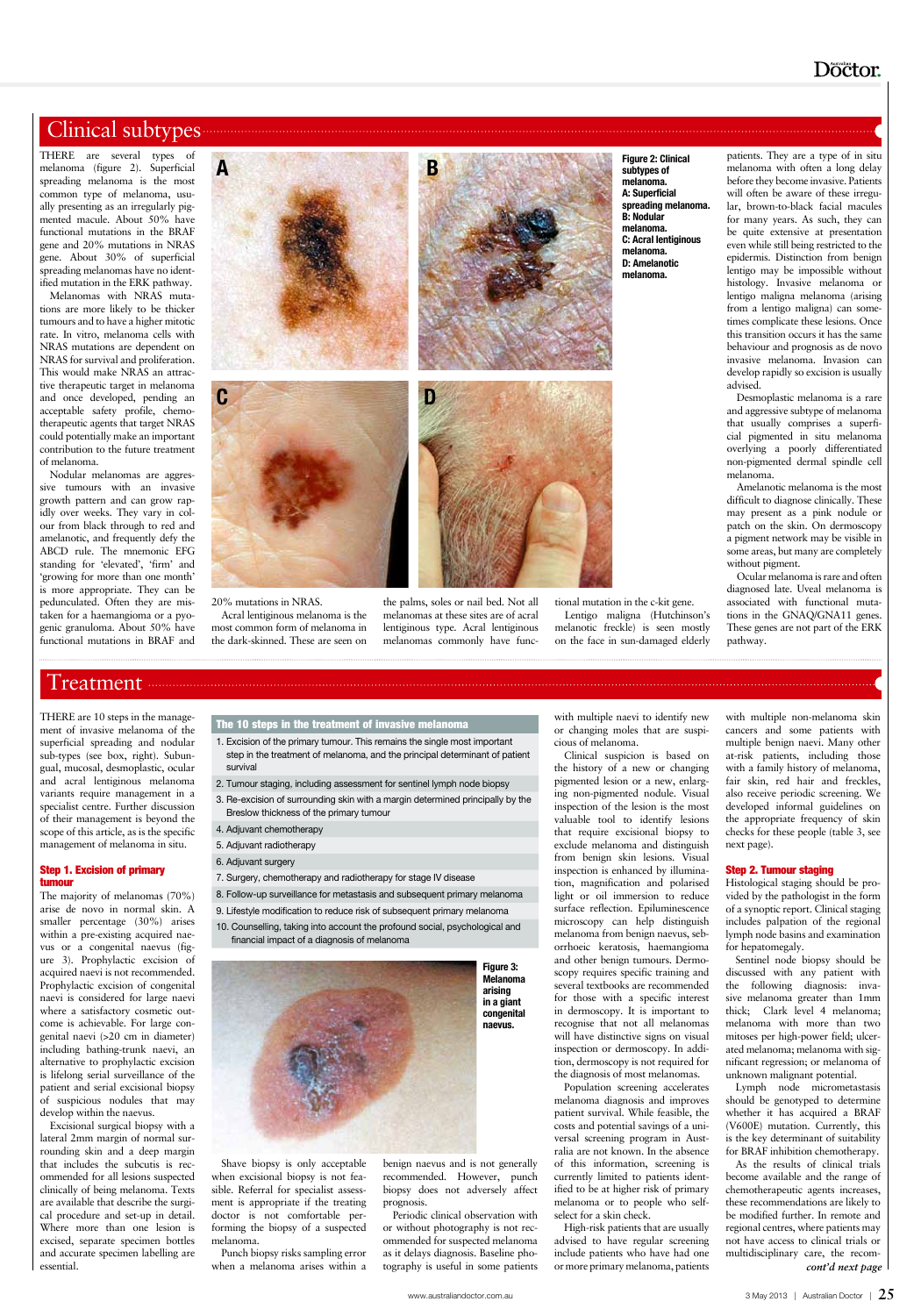## Clinical subtypes

THERE are several types of melanoma (figure 2). Superficial spreading melanoma is the most common type of melanoma, usually presenting as an irregularly pigmented macule. About 50% have functional mutations in the BRAF gene and 20% mutations in NRAS gene. About 30% of superficial spreading melanomas have no identified mutation in the ERK pathway.

Melanomas with NRAS mutations are more likely to be thicker tumours and to have a higher mitotic rate. In vitro, melanoma cells with NRAS mutations are dependent on NRAS for survival and proliferation. This would make NRAS an attractive therapeutic target in melanoma and once developed, pending an acceptable safety profile, chemotherapeutic agents that target NRAS could potentially make an important contribution to the future treatment of melanoma.

Nodular melanomas are aggressive tumours with an invasive growth pattern and can grow rapidly over weeks. They vary in colour from black through to red and amelanotic, and frequently defy the ABCD rule. The mnemonic EFG standing for 'elevated', 'firm' and 'growing for more than one month' is more appropriate. They can be pedunculated. Often they are mistaken for a haemangioma or a pyogenic granuloma. About 50% have functional mutations in BRAF and 20% mutations in NRAS.

Acral lentiginous melanoma is the most common form of melanoma in the dark-skinned. These are seen on the palms, soles or nail bed. Not all melanomas at these sites are of acral lentiginous type. Acral lentiginous melanomas commonly have functional mutation in the c-kit gene.

Lentigo maligna (Hutchinson's melanotic freckle) is seen mostly on the face in sun-damaged elderly patients. They are a type of in situ melanoma with often a long delay before they become invasive. Patients will often be aware of these irregular, brown-to-black facial macules for many years. As such, they can be quite extensive at presentation even while still being restricted to the epidermis. Distinction from benign lentigo may be impossible without histology. Invasive melanoma or lentigo maligna melanoma (arising from a lentigo maligna) can sometimes complicate these lesions. Once this transition occurs it has the same behaviour and prognosis as de novo invasive melanoma. Invasion can develop rapidly so excision is usually advised.

Desmoplastic melanoma is a rare and aggressive subtype of melanoma that usually comprises a superficial pigmented in situ melanoma overlying a poorly differentiated non-pigmented dermal spindle cell melanoma.

Amelanotic melanoma is the most difficult to diagnose clinically. These may present as a pink nodule or patch on the skin. On dermoscopy a pigment network may be visible in some areas, but many are completely without pigment.

Ocular melanoma is rare and often diagnosed late. Uveal melanoma is associated with functional mutations in the GNAQ/GNA11 genes. These genes are not part of the ERK pathway.

**Figure 2: Clinical subtypes of melanoma. A: Superficial spreading melanoma. B: Nodular melanoma. C: Acral lentiginous melanoma. D: Amelanotic melanoma.**

## Treatment

THERE are 10 steps in the management of invasive melanoma of the superficial spreading and nodular sub-types (see box, right). Subungual, mucosal, desmoplastic, ocular and acral lentiginous melanoma variants require management in a specialist centre. Further discussion of their management is beyond the scope of this article, as is the specific management of melanoma in situ.

**The 10 steps in the treatment of invasive melanoma**

1. Excision of the primary tumour. This remains the single most important step in the treatment of melanoma, and the principal determinant of patient survival
2. Tumour staging, including assessment for sentinel lymph node biopsy
3. Re-excision of surrounding skin with a margin determined principally by the Breslow thickness of the primary tumour
4. Adjuvant chemotherapy
5. Adjuvant radiotherapy
6. Adjuvant surgery
7. Surgery, chemotherapy and radiotherapy for stage IV disease
8. Follow-up surveillance for metastasis and subsequent primary melanoma
9. Lifestyle modification to reduce risk of subsequent primary melanoma
10. Counselling, taking into account the profound social, psychological and financial impact of a diagnosis of melanoma

### Step 1. Excision of primary tumour

The majority of melanomas (70%) arise de novo in normal skin. A smaller percentage (30%) arises within a pre-existing acquired naevus or a congenital naevus (figure 3). Prophylactic excision of acquired naevi is not recommended. Prophylactic excision of congenital naevi is considered for large naevi where a satisfactory cosmetic outcome is achievable. For large congenital naevi (>20 cm in diameter) including bathing-trunk naevi, an alternative to prophylactic excision is lifelong serial surveillance of the patient and serial excisional biopsy of suspicious nodules that may develop within the naevus.

Excisional surgical biopsy with a lateral 2mm margin of normal surrounding skin and a deep margin that includes the subcutis is recommended for all lesions suspected clinically of being melanoma. Texts are available that describe the surgical procedure and set-up in detail. Where more than one lesion is excised, separate specimen bottles and accurate specimen labelling are essential.

**Figure 3: Melanoma arising in a giant congenital naevus.**

Shave biopsy is only acceptable when excisional biopsy is not feasible. Referral for specialist assessment is appropriate if the treating doctor is not comfortable performing the biopsy of a suspected melanoma.

Punch biopsy risks sampling error when a melanoma arises within a benign naevus and is not generally recommended. However, punch biopsy does not adversely affect prognosis.

Periodic clinical observation with or without photography is not recommended for suspected melanoma as it delays diagnosis. Baseline photography is useful in some patients with multiple naevi to identify new or changing moles that are suspicious of melanoma.

Clinical suspicion is based on the history of a new or changing pigmented lesion or a new, enlarging non-pigmented nodule. Visual inspection of the lesion is the most valuable tool to identify lesions that require excisional biopsy to exclude melanoma and distinguish from benign skin lesions. Visual inspection is enhanced by illumination, magnification and polarised light or oil immersion to reduce surface reflection. Epiluminescence microscopy can help distinguish melanoma from benign naevus, seborrhoeic keratosis, haemangioma and other benign tumours. Dermoscopy requires specific training and several textbooks are recommended for those with a specific interest in dermoscopy. It is important to recognise that not all melanomas will have distinctive signs on visual inspection or dermoscopy. In addition, dermoscopy is not required for the diagnosis of most melanomas.

Population screening accelerates melanoma diagnosis and improves patient survival. While feasible, the costs and potential savings of a universal screening program in Australia are not known. In the absence of this information, screening is currently limited to patients identified to be at higher risk of primary melanoma or to people who self-select for a skin check.

High-risk patients that are usually advised to have regular screening include patients who have had one or more primary melanoma, patients with multiple non-melanoma skin cancers and some patients with multiple benign naevi. Many other at-risk patients, including those with a family history of melanoma, fair skin, red hair and freckles, also receive periodic screening. We developed informal guidelines on the appropriate frequency of skin checks for these people (table 3, see next page).

### Step 2. Tumour staging

Histological staging should be provided by the pathologist in the form of a synoptic report. Clinical staging includes palpation of the regional lymph node basins and examination for hepatomegaly.

Sentinel node biopsy should be discussed with any patient with the following diagnosis: invasive melanoma greater than 1mm thick; Clark level 4 melanoma; melanoma with more than two mitoses per high-power field; ulcerated melanoma; melanoma with significant regression; or melanoma of unknown malignant potential.

Lymph node micrometastasis should be genotyped to determine whether it has acquired a BRAF (V600E) mutation. Currently, this is the key determinant of suitability for BRAF inhibition chemotherapy.

As the results of clinical trials become available and the range of chemotherapeutic agents increases, these recommendations are likely to be modified further. In remote and regional centres, where patients may not have access to clinical trials or multidisciplinary care, the recom-

*cont'd next page*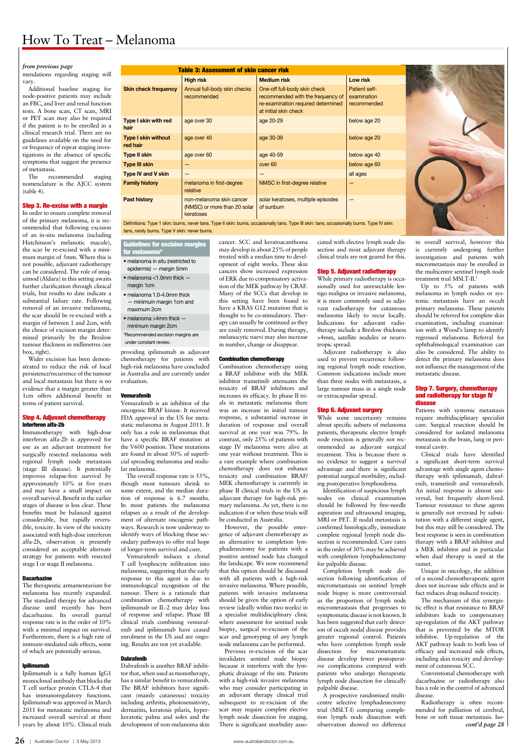# How To Treat – Melanoma

*from previous page*

mendations regarding staging will vary.

Additional baseline staging for node-positive patients may include an FBC, and liver and renal function tests. A bone scan, CT scan, MRI or PET scan may also be required if the patient is to be enrolled in a clinical research trial. There are no guidelines available on the need for or frequency of repeat staging investigations in the absence of specific symptoms that suggest the presence of metastasis.

The recommended staging nomenclature is the AJCC system (table 4).

**Table 3: Assessment of skin cancer risk**

| | High risk | Medium risk | Low risk |
|---|---|---|---|
| **Skin check frequency** | Annual full-body skin checks recommended | One-off full-body skin check recommended with the frequency of re-examination required determined at initial skin check | Patient self-examination recommended |
| **Type I skin with red hair** | age over 30 | age 20-29 | below age 20 |
| **Type I skin without red hair** | age over 40 | age 30-39 | below age 20 |
| **Type II skin** | age over 60 | age 40-59 | below age 40 |
| **Type III skin** | — | over 60 | below age 60 |
| **Type IV and V skin** | — | — | all ages |
| **Family history** | melanoma in first-degree relative | NMSC in first-degree relative | — |
| **Past history** | non-melanoma skin cancer (NMSC) or more than 20 solar keratoses | solar keratoses, multiple episodes of sunburn | — |

Definitions: Type 1 skin: burns, never tans. Type II skin: burns, occasionally tans. Type III skin: tans, occasionally burns. Type IV skin: tans, rarely burns. Type V skin: never burns.

## Step 3. Re-excise with a margin

In order to ensure complete removal of the primary melanoma, it is recommended that following excision of an in-situ melanoma (including Hutchinson's melanotic macule), the scar be re-excised with a minimum margin of 5mm. Where this is not possible, adjuvant radiotherapy can be considered. The role of imiquimod (Aldara) in this setting awaits further clarification through clinical trials, but results to date indicate a substantial failure rate. Following removal of an invasive melanoma, the scar should be re-excised with a margin of between 1 and 2cm, with the choice of excision margin determined primarily by the Breslow tumour thickness in millimetres (see box, right).

Wider excision has been demonstrated to reduce the risk of local persistence/recurrence of the tumour and local metastasis but there is no evidence that a margin greater than 1cm offers additional benefit in terms of patient survival.

## Step 4. Adjuvant chemotherapy

### Interferon alfa-2b

Immunotherapy with high-dose interferon alfa-2b is approved for use as an adjuvant treatment for surgically resected melanoma with regional lymph node metastasis (stage III disease). It potentially improves relapse-free survival by approximately 10% at five years and may have a small impact on overall survival. Benefit in the earlier stages of disease is less clear. These benefits must be balanced against considerable, but rapidly reversible, toxicity. In view of the toxicity associated with high-dose interferon alfa-2b, observation is presently considered an acceptable alternate strategy for patients with resected stage I or stage II melanoma.

### Dacarbazine

The therapeutic armamentarium for melanoma has recently expanded. The standard therapy for advanced disease until recently has been dacarbazine. Its overall partial response rate is in the order of 10% with a minimal impact on survival. Furthermore, there is a high rate of immune-mediated side effects, some of which are potentially serious.

### Ipilimumab

Ipilimumab is a fully human IgG1 monoclonal antibody that blocks the T cell surface protein CTLA-4 that has immunoregulatory functions. Ipilimumab was approved in March 2011 for metastatic melanoma and increased overall survival at three years by about 10%. Clinical trials providing ipilimumab as adjuvant chemotherapy for patients with high-risk melanoma have concluded in Australia and are currently under evaluation.

> **Guidelines for excision margins for melanoma***
>
> - melanoma in situ (restricted to epidermis) — margin 5mm
> - melanoma <1.0mm thick — margin 1cm
> - melanoma 1.0-4.0mm thick — minimum margin 1cm and maximum 2cm
> - melanoma >4mm thick — minimum margin 2cm
>
> *Recommended excision margins are under constant review.

### Vemurafenib

Vemurafenib is an inhibitor of the oncogenic BRAF kinase. It received FDA approval in the US for metastatic melanoma in August 2011. It only has a role in melanomas that have a specific BRAF mutation at the V600 position. These mutations are found in about 50% of superficial spreading melanoma and nodular melanoma.

The overall response rate is 53%, though most tumours shrink to some extent, and the median duration of response is 6.7 months. In most patients the melanoma relapses as a result of the development of alternate oncogenic pathways. Research is now underway to identify ways of blocking these secondary pathways to offer real hope of longer-term survival and cure.

Vemurafenib induces a clonal T cell lymphocyte infiltration into melanoma, suggesting that the early response to this agent is due to immunological recognition of the tumour. There is a rationale that combination chemotherapy with ipilimumab or IL-2 may delay loss of response and relapse. Phase III clinical trials combining vemurafenib and ipilimumab have ceased enrolment in the US and are ongoing. Results are not yet available.

### Dabrafenib

Dabrafenib is another BRAF inhibitor that, when used as monotherapy, has a similar benefit to vemurafenib. The BRAF inhibitors have significant (mainly cutaneous) toxicity including arthritis, photosensitivity, dermatitis, keratosis pilaris, hyperkeratotic palms and soles and the development of non-melanoma skin cancer. SCC and keratoacanthoma may develop in about 25% of people treated with a median time to development of eight weeks. These skin cancers show increased expression of ERK due to compensatory activation of the MEK pathway by CRAF. Many of the SCCs that develop in this setting have been found to have a KRAS G12 mutation that is thought to be co-stimulatory. Therapy can usually be continued as they are easily removed. During therapy, melanocytic naevi may also increase in number, change or disappear.

### Combination chemotherapy

Combination chemotherapy using a BRAF inhibitor with the MEK inhibitor trametinib attenuates the toxicity of BRAF inhibitors and increases its efficacy. In phase II trials in metastatic melanoma there was an increase in initial tumour response, a substantial increase in duration of response and overall survival at one year was 79%. In contrast, only 25% of patients with stage IV melanoma were alive at one year without treatment. This is a rare example where combination chemotherapy does not enhance toxicity and combination BRAF/MEK chemotherapy is currently in phase II clinical trials in the US as adjuvant therapy for high-risk primary melanoma. As yet, there is no indication if or when these trials will be conducted in Australia.

However, the possible emergence of adjuvant chemotherapy as an alternative to completion lymphadenectomy for patients with a positive sentinel node has changed the landscape. We now recommend that this option should be discussed with all patients with a high-risk invasive melanoma. Where possible, patients with invasive melanoma should be given the option of early review (ideally within two weeks) in a specialist multidisciplinary clinic where assessment for sentinel node biopsy, surgical re-excision of the scar and genotyping of any lymph node melanoma can be performed.

Previous re-excision of the scar invalidates sentinel node biopsy because it interferes with the lymphatic drainage of the site. Patients with a high-risk invasive melanoma who may consider participating in an adjuvant therapy clinical trial subsequent to re-excision of the scar may require complete elective lymph node dissection for staging. There is significant morbidity associated with elective lymph node dissection and most adjuvant therapy clinical trials are not geared for this.

## Step 5. Adjuvant radiotherapy

While primary radiotherapy is occasionally used for unresectable lentigo maligna or invasive melanoma, it is more commonly used as adjuvant radiotherapy for cutaneous melanoma likely to recur locally. Indications for adjuvant radiotherapy include a Breslow thickness >4mm, satellite nodules or neurotropic spread.

Adjuvant radiotherapy is also used to prevent recurrence following regional lymph node resection. Common indications include more than three nodes with metastasis, a large tumour mass in a single node or extracapsular spread.

## Step 6. Adjuvant surgery

While some uncertainty remains about specific subsets of melanoma patients, therapeutic elective lymph node resection is generally not recommended as adjuvant surgical treatment. This is because there is no evidence to suggest a survival advantage and there is significant potential surgical morbidity, including postoperative lymphoedema.

Identification of suspicious lymph nodes on clinical examination should be followed by fine-needle aspiration and ultrasound imaging, MRI or PET. If nodal metastasis is confirmed histologically, immediate complete regional lymph node dissection is recommended. Cure rates in the order of 30% may be achieved with completion lymphadenectomy for palpable disease.

Completion lymph node dissection following identification of micrometastasis on sentinel lymph node biopsy is more controversial as the proportion of lymph node micrometastasis that progresses to symptomatic disease is not known. It has been suggested that early detection of occult nodal disease provides greater regional control. Patients who have completion lymph node dissection for micrometastatic disease develop fewer postoperative complications compared with patients who undergo therapeutic lymph node dissection for clinically palpable disease.

A prospective randomised multicentre selective lymphadenectomy trial (MSLT-I) comparing completion lymph node dissection with observation showed no difference in overall survival, however this is currently undergoing further investigation and patients with micrometastasis may be enrolled in the multicentre sentinel lymph node treatment trial MSLT-II.[1]

Up to 5% of patients with melanoma in lymph nodes or systemic metastasis have an occult primary melanoma. These patients should be referred for complete skin examination, including examination with a Wood's lamp to identify regressed melanoma. Referral for ophthalmological examination can also be considered. The ability to detect the primary melanoma does not influence the management of the metastatic disease.

## Step 7. Surgery, chemotherapy and radiotherapy for stage IV disease

Patients with systemic metastasis require multidisciplinary specialist care. Surgical resection should be considered for isolated melanoma metastasis in the brain, lung or peritoneal cavity.

Clinical trials have identified a significant short-term survival advantage with single agent chemotherapy with ipilimumab, dabrafenib, trametinib and vemurafenib. An initial response is almost universal, but frequently short-lived. Tumour resistance to these agents is generally not reversed by substitution with a different single agent, but this may still be considered. The best response is seen in combination therapy with a BRAF inhibitor and a MEK inhibitor and in particular when dual therapy is used at the outset.

Unique in oncology, the addition of a second chemotherapeutic agent does not increase side effects and in fact reduces drug-induced toxicity.

The mechanism of this synergistic effect is that resistance to BRAF inhibitors leads to compensatory up-regulation of the AKT pathway that is prevented by the MTOR inhibitor. Up-regulation of the AKT pathway leads to both loss of efficacy and increased side effects, including skin toxicity and development of cutaneous SCC.

Conventional chemotherapy with dacarbazine or radiotherapy also has a role in the control of advanced disease.

Radiotherapy is often recommended for palliation of cerebral, bone or soft tissue metastasis. Iso-

*cont'd page 28*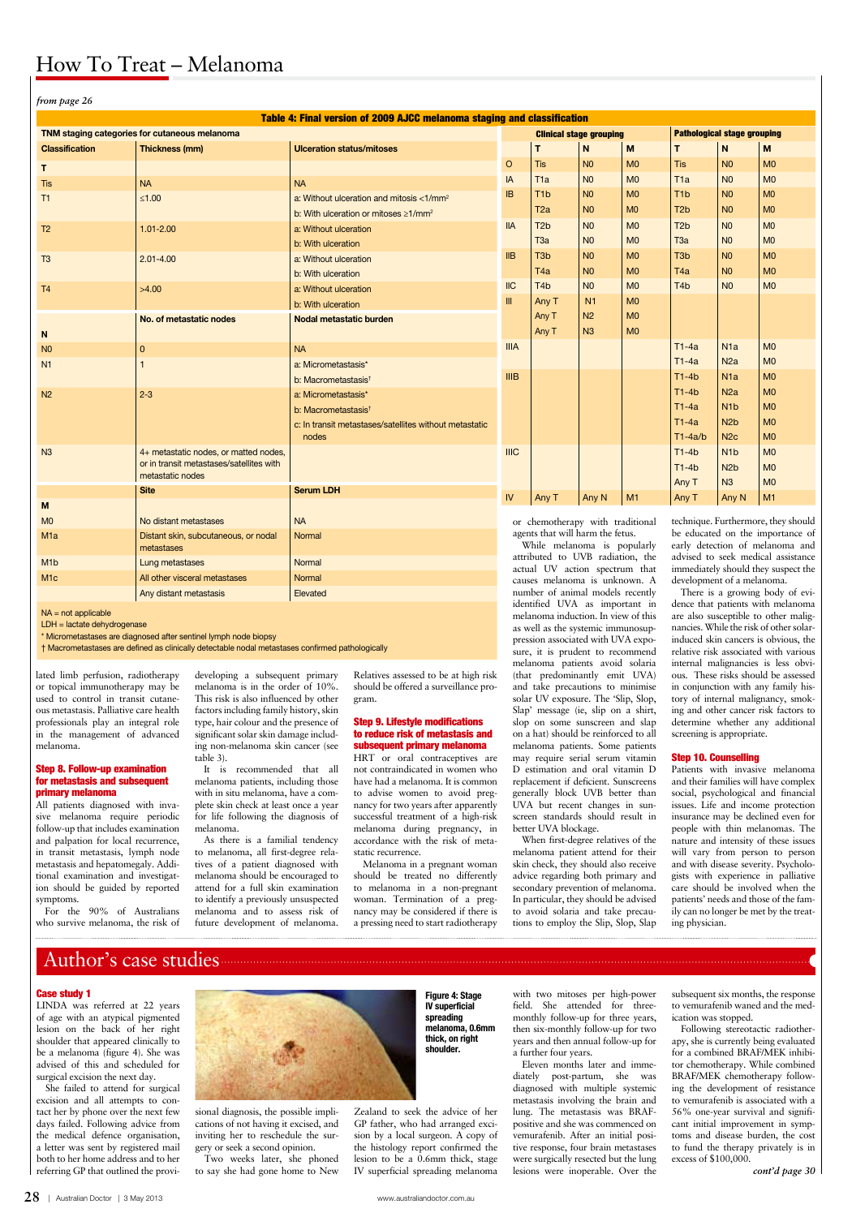*from page 26*

**Table 4: Final version of 2009 AJCC melanoma staging and classification**

**TNM staging categories for cutaneous melanoma**

| Classification | Thickness (mm) | Ulceration status/mitoses |
|---|---|---|
| **T** | | |
| Tis | NA | NA |
| T1 | ≤1.00 | a: Without ulceration and mitosis <1/mm² |
| | | b: With ulceration or mitoses ≥1/mm² |
| T2 | 1.01-2.00 | a: Without ulceration |
| | | b: With ulceration |
| T3 | 2.01-4.00 | a: Without ulceration |
| | | b: With ulceration |
| T4 | >4.00 | a: Without ulceration |
| | | b: With ulceration |
| **N** | **No. of metastatic nodes** | **Nodal metastatic burden** |
| N0 | 0 | NA |
| N1 | 1 | a: Micrometastasis* |
| | | b: Macrometastasis† |
| N2 | 2-3 | a: Micrometastasis* |
| | | b: Macrometastasis† |
| | | c: In transit metastases/satellites without metastatic nodes |
| N3 | 4+ metastatic nodes, or matted nodes, or in transit metastases/satellites with metastatic nodes | |
| **M** | **Site** | **Serum LDH** |
| M0 | No distant metastases | NA |
| M1a | Distant skin, subcutaneous, or nodal metastases | Normal |
| M1b | Lung metastases | Normal |
| M1c | All other visceral metastases | Normal |
| | Any distant metastasis | Elevated |

| | Clinical stage grouping | | | Pathological stage grouping | | |
|---|---|---|---|---|---|---|
| | **T** | **N** | **M** | **T** | **N** | **M** |
| O | Tis | N0 | M0 | Tis | N0 | M0 |
| IA | T1a | N0 | M0 | T1a | N0 | M0 |
| IB | T1b | N0 | M0 | T1b | N0 | M0 |
| | T2a | N0 | M0 | T2b | N0 | M0 |
| IIA | T2b | N0 | M0 | T2b | N0 | M0 |
| | T3a | N0 | M0 | T3a | N0 | M0 |
| IIB | T3b | N0 | M0 | T3b | N0 | M0 |
| | T4a | N0 | M0 | T4a | N0 | M0 |
| IIC | T4b | N0 | M0 | T4b | N0 | M0 |
| III | Any T | N1 | M0 | | | |
| | Any T | N2 | M0 | | | |
| | Any T | N3 | M0 | | | |
| IIIA | | | | T1-4a | N1a | M0 |
| | | | | T1-4a | N2a | M0 |
| IIIB | | | | T1-4b | N1a | M0 |
| | | | | T1-4b | N2a | M0 |
| | | | | T1-4a | N1b | M0 |
| | | | | T1-4a | N2b | M0 |
| | | | | T1-4a/b | N2c | M0 |
| IIIC | | | | T1-4b | N1b | M0 |
| | | | | T1-4b | N2b | M0 |
| | | | | Any T | N3 | M0 |
| IV | Any T | Any N | M1 | Any T | Any N | M1 |

NA = not applicable
LDH = lactate dehydrogenase
\* Micrometastases are diagnosed after sentinel lymph node biopsy
† Macrometastases are defined as clinically detectable nodal metastases confirmed pathologically

lated limb perfusion, radiotherapy or topical immunotherapy may be used to control in transit cutaneous metastasis. Palliative care health professionals play an integral role in the management of advanced melanoma.

### Step 8. Follow-up examination for metastasis and subsequent primary melanoma

All patients diagnosed with invasive melanoma require periodic follow-up that includes examination and palpation for local recurrence, in transit metastasis, lymph node metastasis and hepatomegaly. Additional examination and investigation should be guided by reported symptoms.

For the 90% of Australians who survive melanoma, the risk of developing a subsequent primary melanoma is in the order of 10%. This risk is also influenced by other factors including family history, skin type, hair colour and the presence of significant solar skin damage including non-melanoma skin cancer (see table 3).

It is recommended that all melanoma patients, including those with in situ melanoma, have a complete skin check at least once a year for life following the diagnosis of melanoma.

As there is a familial tendency to melanoma, all first-degree relatives of a patient diagnosed with melanoma should be encouraged to attend for a full skin examination to identify a previously unsuspected melanoma and to assess risk of future development of melanoma. Relatives assessed to be at high risk should be offered a surveillance program.

### Step 9. Lifestyle modifications to reduce risk of metastasis and subsequent primary melanoma

HRT or oral contraceptives are not contraindicated in women who have had a melanoma. It is common to advise women to avoid pregnancy for two years after apparently successful treatment of a high-risk melanoma during pregnancy, in accordance with the risk of metastatic recurrence.

Melanoma in a pregnant woman should be treated no differently to melanoma in a non-pregnant woman. Termination of a pregnancy may be considered if there is a pressing need to start radiotherapy or chemotherapy with traditional agents that will harm the fetus.

While melanoma is popularly attributed to UVB radiation, the actual UV action spectrum that causes melanoma is unknown. A number of animal models recently identified UVA as important in melanoma induction. In view of this as well as the systemic immunosuppression associated with UVA exposure, it is prudent to recommend melanoma patients avoid solaria (that predominantly emit UVA) and take precautions to minimise solar UV exposure. The 'Slip, Slop, Slap' message (ie, slip on a shirt, slop on some sunscreen and slap on a hat) should be reinforced to all melanoma patients. Some patients may require serial serum vitamin D estimation and oral vitamin D replacement if deficient. Sunscreens generally block UVB better than UVA but recent changes in sunscreen standards should result in better UVA blockage.

When first-degree relatives of the melanoma patient attend for their skin check, they should also receive advice regarding both primary and secondary prevention of melanoma. In particular, they should be advised to avoid solaria and take precautions to employ the Slip, Slop, Slap technique. Furthermore, they should be educated on the importance of early detection of melanoma and advised to seek medical assistance immediately should they suspect the development of a melanoma.

There is a growing body of evidence that patients with melanoma are also susceptible to other malignancies. While the risk of other solar-induced skin cancers is obvious, the relative risk associated with various internal malignancies is less obvious. These risks should be assessed in conjunction with any family history of internal malignancy, smoking and other cancer risk factors to determine whether any additional screening is appropriate.

### Step 10. Counselling

Patients with invasive melanoma and their families will have complex social, psychological and financial issues. Life and income protection insurance may be declined even for people with thin melanomas. The nature and intensity of these issues will vary from person to person and with disease severity. Psychologists with experience in palliative care should be involved when the patients' needs and those of the family can no longer be met by the treating physician.

## Author's case studies

### Case study 1

LINDA was referred at 22 years of age with an atypical pigmented lesion on the back of her right shoulder that appeared clinically to be a melanoma (figure 4). She was advised of this and scheduled for surgical excision the next day.

She failed to attend for surgical excision and all attempts to contact her by phone over the next few days failed. Following advice from the medical defence organisation, a letter was sent by registered mail both to her home address and to her referring GP that outlined the provisional diagnosis, the possible implications of not having it excised, and inviting her to reschedule the surgery or seek a second opinion.

**Figure 4: Stage IV superficial spreading melanoma, 0.6mm thick, on right shoulder.**

Two weeks later, she phoned to say she had gone home to New Zealand to seek the advice of her GP father, who had arranged excision by a local surgeon. A copy of the histology report confirmed the lesion to be a 0.6mm thick, stage IV superficial spreading melanoma with two mitoses per high-power field. She attended for three-monthly follow-up for three years, then six-monthly follow-up for two years and then annual follow-up for a further four years.

Eleven months later and immediately post-partum, she was diagnosed with multiple systemic metastasis involving the brain and lung. The metastasis was BRAF-positive and she was commenced on vemurafenib. After an initial positive response, four brain metastases were surgically resected but the lung lesions were inoperable. Over the subsequent six months, the response to vemurafenib waned and the medication was stopped.

Following stereotactic radiotherapy, she is currently being evaluated for a combined BRAF/MEK inhibitor chemotherapy. While combined BRAF/MEK chemotherapy following the development of resistance to vemurafenib is associated with a 56% one-year survival and significant initial improvement in symptoms and disease burden, the cost to fund the therapy privately is in excess of $100,000.

*cont'd page 30*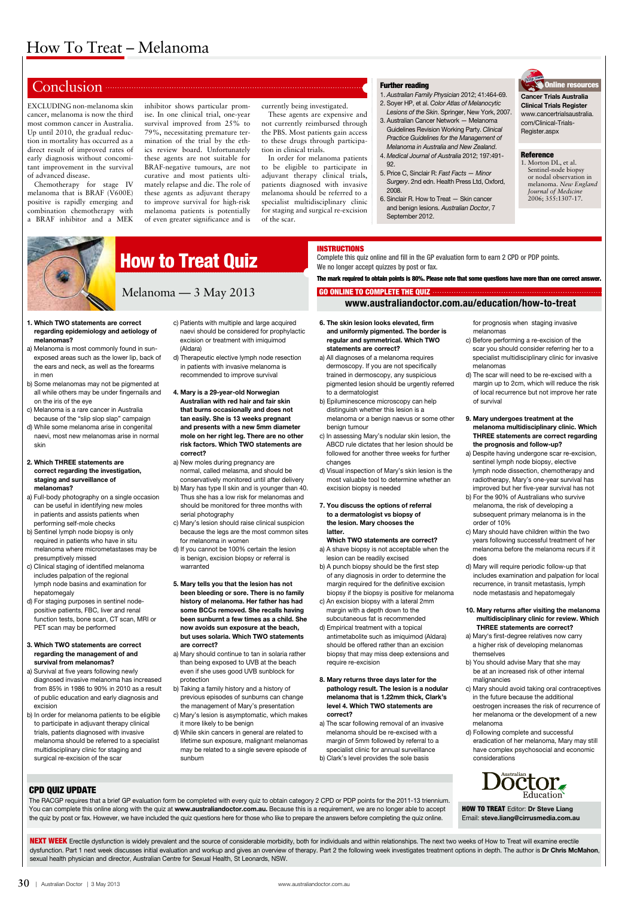# How To Treat – Melanoma

## Conclusion

EXCLUDING non-melanoma skin cancer, melanoma is now the third most common cancer in Australia. Up until 2010, the gradual reduction in mortality has occurred as a direct result of improved rates of early diagnosis without concomitant improvement in the survival of advanced disease.

Chemotherapy for stage IV melanoma that is BRAF (V600E) positive is rapidly emerging and combination chemotherapy with a BRAF inhibitor and a MEK inhibitor shows particular promise. In one clinical trial, one-year survival improved from 25% to 79%, necessitating premature termination of the trial by the ethics review board. Unfortunately these agents are not suitable for BRAF-negative tumours, are not curative and most patients ultimately relapse and die. The role of these agents as adjuvant therapy to improve survival for high-risk melanoma patients is potentially of even greater significance and is currently being investigated.

These agents are expensive and not currently reimbursed through the PBS. Most patients gain access to these drugs through participation in clinical trials.

In order for melanoma patients to be eligible to participate in adjuvant therapy clinical trials, patients diagnosed with invasive melanoma should be referred to a specialist multidisciplinary clinic for staging and surgical re-excision of the scar.

### Further reading

1. *Australian Family Physician* 2012; 41:464-69.
2. Soyer HP, et al. *Color Atlas of Melanocytic Lesions of the Skin.* Springer, New York, 2007.
3. Australian Cancer Network — Melanoma Guidelines Revision Working Party. *Clinical Practice Guidelines for the Management of Melanoma in Australia and New Zealand.*
4. *Medical Journal of Australia* 2012; 197:491-92.
5. Price C, Sinclair R: *Fast Facts — Minor Surgery.* 2nd edn. Health Press Ltd, Oxford, 2008.
6. Sinclair R. How to Treat — Skin cancer and benign lesions. *Australian Doctor*, 7 September 2012.

### Online resources

**Cancer Trials Australia Clinical Trials Register**
www.cancertrialsaustralia.com/Clinical-Trials-Register.aspx

### Reference

1. Morton DL, et al. Sentinel-node biopsy or nodal observation in melanoma. *New England Journal of Medicine* 2006; 355:1307-17.

# How to Treat Quiz

## Melanoma — 3 May 2013

**INSTRUCTIONS**

Complete this quiz online and fill in the GP evaluation form to earn 2 CPD or PDP points. We no longer accept quizzes by post or fax.

**The mark required to obtain points is 80%. Please note that some questions have more than one correct answer.**

**GO ONLINE TO COMPLETE THE QUIZ**
**www.australiandoctor.com.au/education/how-to-treat**

**1. Which TWO statements are correct regarding epidemiology and aetiology of melanomas?**

a) Melanoma is most commonly found in sun-exposed areas such as the lower lip, back of the ears and neck, as well as the forearms in men
b) Some melanomas may not be pigmented at all while others may be under fingernails and on the iris of the eye
c) Melanoma is a rare cancer in Australia because of the "slip slop slap" campaign
d) While some melanoma arise in congenital naevi, most new melanomas arise in normal skin

**2. Which THREE statements are correct regarding the investigation, staging and surveillance of melanomas?**

a) Full-body photography on a single occasion can be useful in identifying new moles in patients and assists patients when performing self-mole checks
b) Sentinel lymph node biopsy is only required in patients who have in situ melanoma where micrometastases may be presumptively missed
c) Clinical staging of identified melanoma includes palpation of the regional lymph node basins and examination for hepatomegaly
d) For staging purposes in sentinel node-positive patients, FBC, liver and renal function tests, bone scan, CT scan, MRI or PET scan may be performed

**3. Which TWO statements are correct regarding the management of and survival from melanomas?**

a) Survival at five years following newly diagnosed invasive melanoma has increased from 85% in 1986 to 90% in 2010 as a result of public education and early diagnosis and excision
b) In order for melanoma patients to be eligible to participate in adjuvant therapy clinical trials, patients diagnosed with invasive melanoma should be referred to a specialist multidisciplinary clinic for staging and surgical re-excision of the scar
c) Patients with multiple and large acquired naevi should be considered for prophylactic excision or treatment with imiquimod (Aldara)
d) Therapeutic elective lymph node resection in patients with invasive melanoma is recommended to improve survival

**4. Mary is a 29-year-old Norwegian Australian with red hair and fair skin that burns occasionally and does not tan easily. She is 13 weeks pregnant and presents with a new 5mm diameter mole on her right leg. There are no other risk factors. Which TWO statements are correct?**

a) New moles during pregnancy are normal, called melasma, and should be conservatively monitored until after delivery
b) Mary has type II skin and is younger than 40. Thus she has a low risk for melanomas and should be monitored for three months with serial photography
c) Mary's lesion should raise clinical suspicion because the legs are the most common sites for melanoma in women
d) If you cannot be 100% certain the lesion is benign, excision biopsy or referral is warranted

**5. Mary tells you that the lesion has not been bleeding or sore. There is no family history of melanoma. Her father has had some BCCs removed. She recalls having been sunburnt a few times as a child. She now avoids sun exposure at the beach, but uses solaria. Which TWO statements are correct?**

a) Mary should continue to tan in solaria rather than being exposed to UVB at the beach even if she uses good UVB sunblock for protection
b) Taking a family history and a history of previous episodes of sunburns can change the management of Mary's presentation
c) Mary's lesion is asymptomatic, which makes it more likely to be benign
d) While skin cancers in general are related to lifetime sun exposure, malignant melanomas may be related to a single severe episode of sunburn

**6. The skin lesion looks elevated, firm and uniformly pigmented. The border is regular and symmetrical. Which TWO statements are correct?**

a) All diagnoses of a melanoma requires dermoscopy. If you are not specifically trained in dermoscopy, any suspicious pigmented lesion should be urgently referred to a dermatologist
b) Epiluminescence microscopy can help distinguish whether this lesion is a melanoma or a benign naevus or some other benign tumour
c) In assessing Mary's nodular skin lesion, the ABCD rule dictates that her lesion should be followed for another three weeks for further changes
d) Visual inspection of Mary's skin lesion is the most valuable tool to determine whether an excision biopsy is needed

**7. You discuss the options of referral to a dermatologist vs biopsy of the lesion. Mary chooses the latter. Which TWO statements are correct?**

a) A shave biopsy is not acceptable when the lesion can be readily excised
b) A punch biopsy should be the first step of any diagnosis in order to determine the margin required for the definitive excision biopsy if the biopsy is positive for melanoma
c) An excision biopsy with a lateral 2mm margin with a depth down to the subcutaneous fat is recommended
d) Empirical treatment with a topical antimetabolite such as imiquimod (Aldara) should be offered rather than an excision biopsy that may miss deep extensions and require re-excision

**8. Mary returns three days later for the pathology result. The lesion is a nodular melanoma that is 1.22mm thick, Clark's level 4. Which TWO statements are correct?**

a) The scar following removal of an invasive melanoma should be re-excised with a margin of 5mm followed by referral to a specialist clinic for annual surveillance
b) Clark's level provides the sole basis for prognosis when staging invasive melanomas
c) Before performing a re-excision of the scar you should consider referring her to a specialist multidisciplinary clinic for invasive melanomas
d) The scar will need to be re-excised with a margin up to 2cm, which will reduce the risk of local recurrence but not improve her rate of survival

**9. Mary undergoes treatment at the melanoma multidisciplinary clinic. Which THREE statements are correct regarding the prognosis and follow-up?**

a) Despite having undergone scar re-excision, sentinel lymph node biopsy, elective lymph node dissection, chemotherapy and radiotherapy, Mary's one-year survival has improved but her five-year survival has not
b) For the 90% of Australians who survive melanoma, the risk of developing a subsequent primary melanoma is in the order of 10%
c) Mary should have children within the two years following successful treatment of her melanoma before the melanoma recurs if it does
d) Mary will require periodic follow-up that includes examination and palpation for local recurrence, in transit metastasis, lymph node metastasis and hepatomegaly

**10. Mary returns after visiting the melanoma multidisciplinary clinic for review. Which THREE statements are correct?**

a) Mary's first-degree relatives now carry a higher risk of developing melanomas themselves
b) You should advise Mary that she may be at an increased risk of other internal malignancies
c) Mary should avoid taking oral contraceptives in the future because the additional oestrogen increases the risk of recurrence of her melanoma or the development of a new melanoma
d) Following complete and successful eradication of her melanoma, Mary may still have complex psychosocial and economic considerations

### CPD QUIZ UPDATE

The RACGP requires that a brief GP evaluation form be completed with every quiz to obtain category 2 CPD or PDP points for the 2011-13 triennium. You can complete this online along with the quiz at **www.australiandoctor.com.au**. Because this is a requirement, we are no longer able to accept the quiz by post or fax. However, we have included the quiz questions here for those who like to prepare the answers before completing the quiz online.

Australian Doctor Education

**HOW TO TREAT** Editor: **Dr Steve Liang**
Email: **steve.liang@cirrusmedia.com.au**

**NEXT WEEK** Erectile dysfunction is widely prevalent and the source of considerable morbidity, both for individuals and within relationships. The next two weeks of How to Treat will examine erectile dysfunction. Part 1 next week discusses initial evaluation and workup and gives an overview of therapy. Part 2 the following week investigates treatment options in depth. The author is **Dr Chris McMahon**, sexual health physician and director, Australian Centre for Sexual Health, St Leonards, NSW.